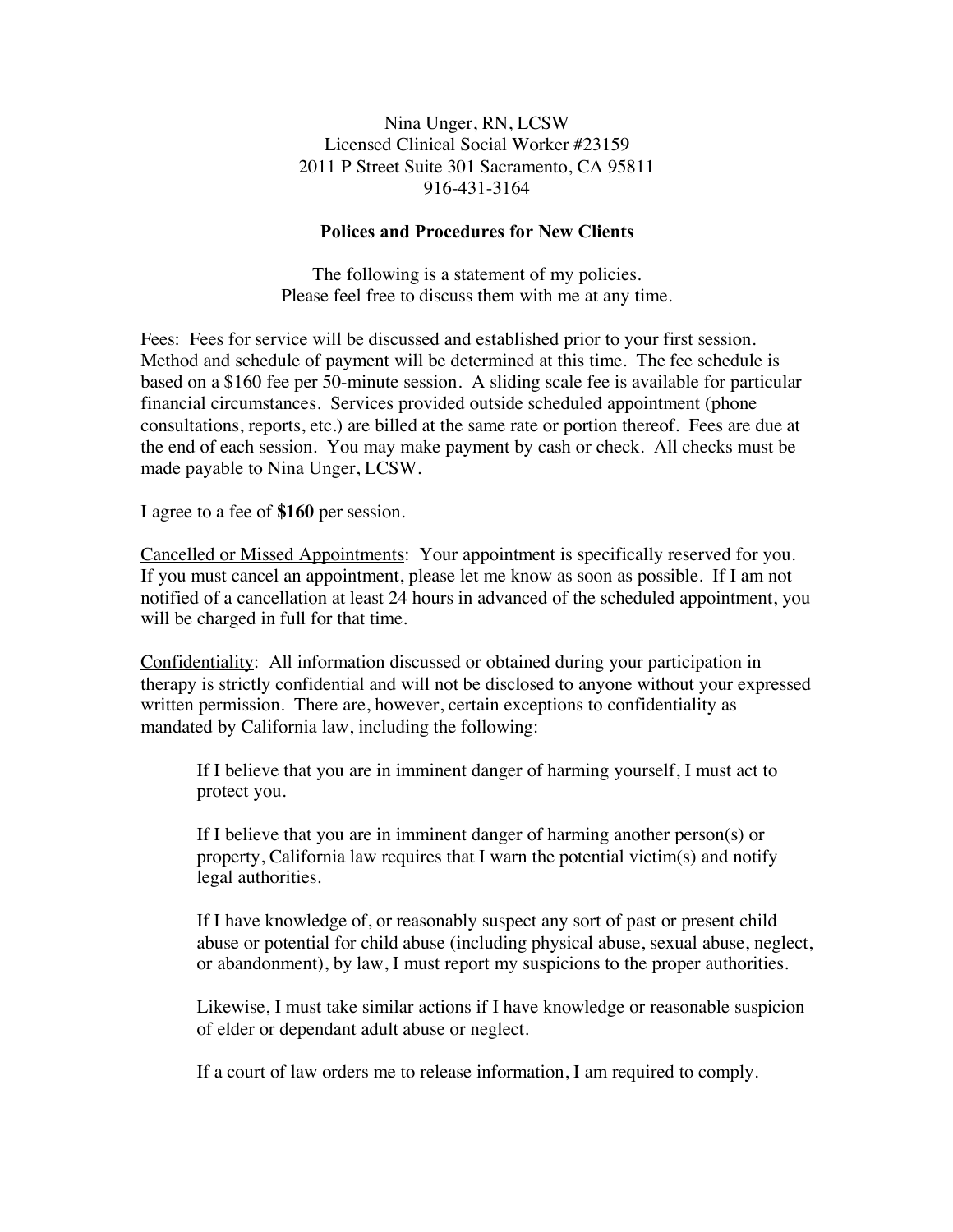Nina Unger, RN, LCSW  
Licensed Clinical Social Worker #23159  
2011 P Street Suite 301 Sacramento, CA 95811  
916-431-3164

**Polices and Procedures for New Clients**

The following is a statement of my policies.  
Please feel free to discuss them with me at any time.

Fees: Fees for service will be discussed and established prior to your first session. Method and schedule of payment will be determined at this time. The fee schedule is based on a $160 fee per 50-minute session. A sliding scale fee is available for particular financial circumstances. Services provided outside scheduled appointment (phone consultations, reports, etc.) are billed at the same rate or portion thereof. Fees are due at the end of each session. You may make payment by cash or check. All checks must be made payable to Nina Unger, LCSW.

I agree to a fee of **$160** per session.

Cancelled or Missed Appointments: Your appointment is specifically reserved for you. If you must cancel an appointment, please let me know as soon as possible. If I am not notified of a cancellation at least 24 hours in advanced of the scheduled appointment, you will be charged in full for that time.

Confidentiality: All information discussed or obtained during your participation in therapy is strictly confidential and will not be disclosed to anyone without your expressed written permission. There are, however, certain exceptions to confidentiality as mandated by California law, including the following:

> If I believe that you are in imminent danger of harming yourself, I must act to protect you.
>
> If I believe that you are in imminent danger of harming another person(s) or property, California law requires that I warn the potential victim(s) and notify legal authorities.
>
> If I have knowledge of, or reasonably suspect any sort of past or present child abuse or potential for child abuse (including physical abuse, sexual abuse, neglect, or abandonment), by law, I must report my suspicions to the proper authorities.
>
> Likewise, I must take similar actions if I have knowledge or reasonable suspicion of elder or dependant adult abuse or neglect.
>
> If a court of law orders me to release information, I am required to comply.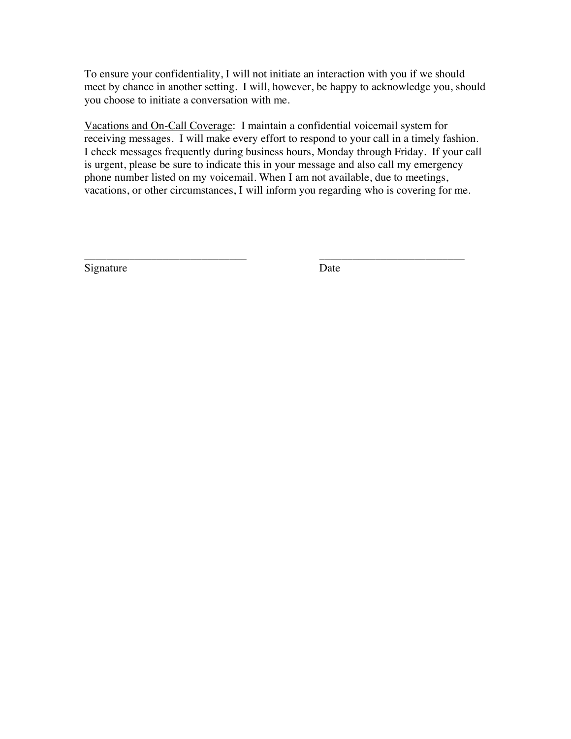To ensure your confidentiality, I will not initiate an interaction with you if we should meet by chance in another setting. I will, however, be happy to acknowledge you, should you choose to initiate a conversation with me.

Vacations and On-Call Coverage: I maintain a confidential voicemail system for receiving messages. I will make every effort to respond to your call in a timely fashion. I check messages frequently during business hours, Monday through Friday. If your call is urgent, please be sure to indicate this in your message and also call my emergency phone number listed on my voicemail. When I am not available, due to meetings, vacations, or other circumstances, I will inform you regarding who is covering for me.

_____________________________ &nbsp;&nbsp;&nbsp;&nbsp;&nbsp;&nbsp;&nbsp;&nbsp;&nbsp;&nbsp; __________________________

Signature &nbsp;&nbsp;&nbsp;&nbsp;&nbsp;&nbsp;&nbsp;&nbsp;&nbsp;&nbsp;&nbsp;&nbsp;&nbsp;&nbsp;&nbsp;&nbsp;&nbsp;&nbsp;&nbsp;&nbsp;&nbsp;&nbsp;&nbsp;&nbsp;&nbsp;&nbsp;&nbsp;&nbsp;&nbsp;&nbsp;&nbsp;&nbsp;&nbsp;&nbsp;&nbsp;&nbsp;&nbsp;&nbsp;&nbsp;&nbsp; Date